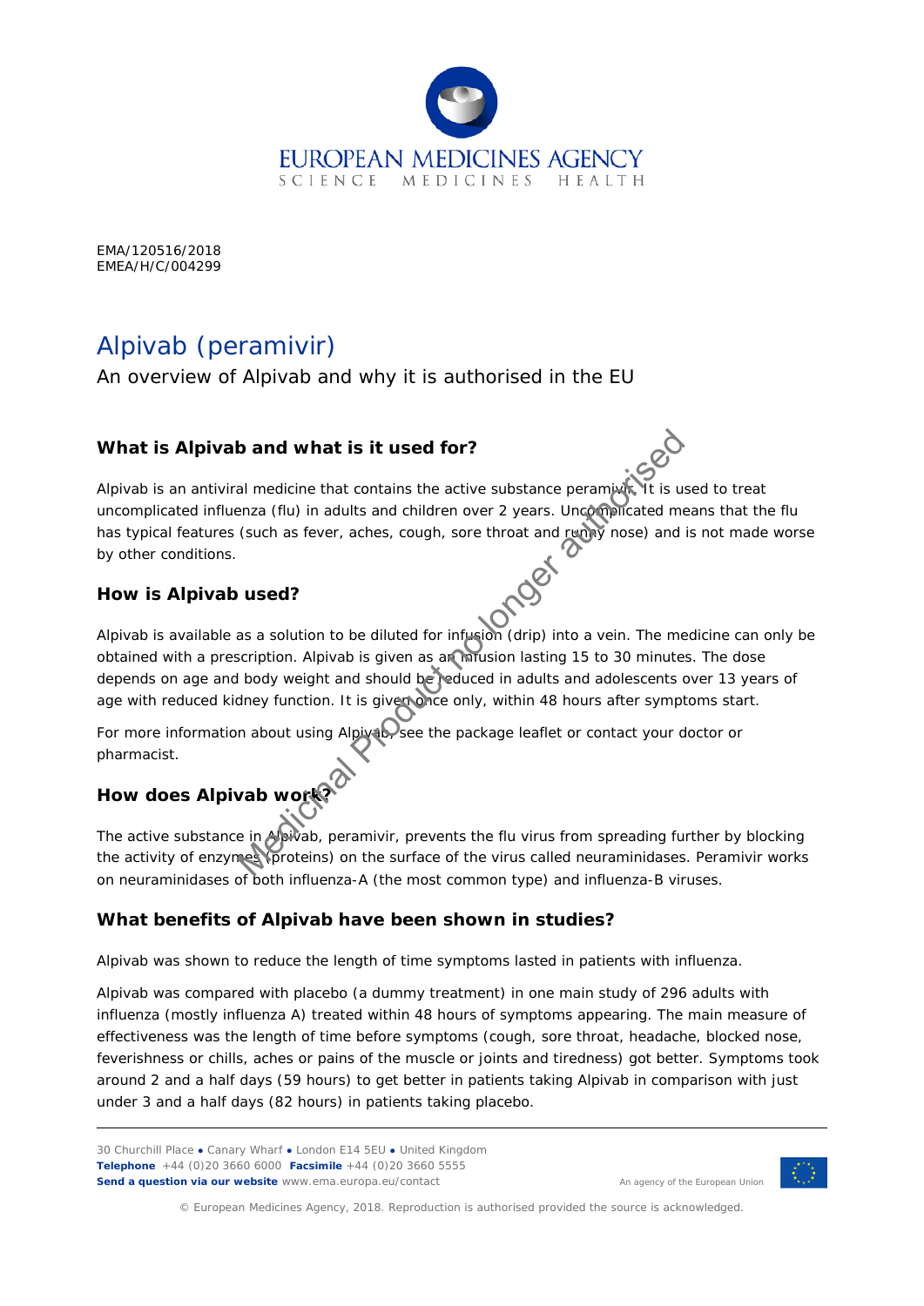EMA/120516/2018
EMEA/H/C/004299

# Alpivab (peramivir)

An overview of Alpivab and why it is authorised in the EU

## What is Alpivab and what is it used for?

Alpivab is an antiviral medicine that contains the active substance peramivir. It is used to treat uncomplicated influenza (flu) in adults and children over 2 years. Uncomplicated means that the flu has typical features (such as fever, aches, cough, sore throat and runny nose) and is not made worse by other conditions.

## How is Alpivab used?

Alpivab is available as a solution to be diluted for infusion (drip) into a vein. The medicine can only be obtained with a prescription. Alpivab is given as an infusion lasting 15 to 30 minutes. The dose depends on age and body weight and should be reduced in adults and adolescents over 13 years of age with reduced kidney function. It is given once only, within 48 hours after symptoms start.

For more information about using Alpivab, see the package leaflet or contact your doctor or pharmacist.

## How does Alpivab work?

The active substance in Alpivab, peramivir, prevents the flu virus from spreading further by blocking the activity of enzymes (proteins) on the surface of the virus called neuraminidases. Peramivir works on neuraminidases of both influenza-A (the most common type) and influenza-B viruses.

## What benefits of Alpivab have been shown in studies?

Alpivab was shown to reduce the length of time symptoms lasted in patients with influenza.

Alpivab was compared with placebo (a dummy treatment) in one main study of 296 adults with influenza (mostly influenza A) treated within 48 hours of symptoms appearing. The main measure of effectiveness was the length of time before symptoms (cough, sore throat, headache, blocked nose, feverishness or chills, aches or pains of the muscle or joints and tiredness) got better. Symptoms took around 2 and a half days (59 hours) to get better in patients taking Alpivab in comparison with just under 3 and a half days (82 hours) in patients taking placebo.

Medicinal Product no longer authorised

30 Churchill Place ● Canary Wharf ● London E14 5EU ● United Kingdom
**Telephone** +44 (0)20 3660 6000 **Facsimile** +44 (0)20 3660 5555
**Send a question via our website** www.ema.europa.eu/contact

An agency of the European Union

© European Medicines Agency, 2018. Reproduction is authorised provided the source is acknowledged.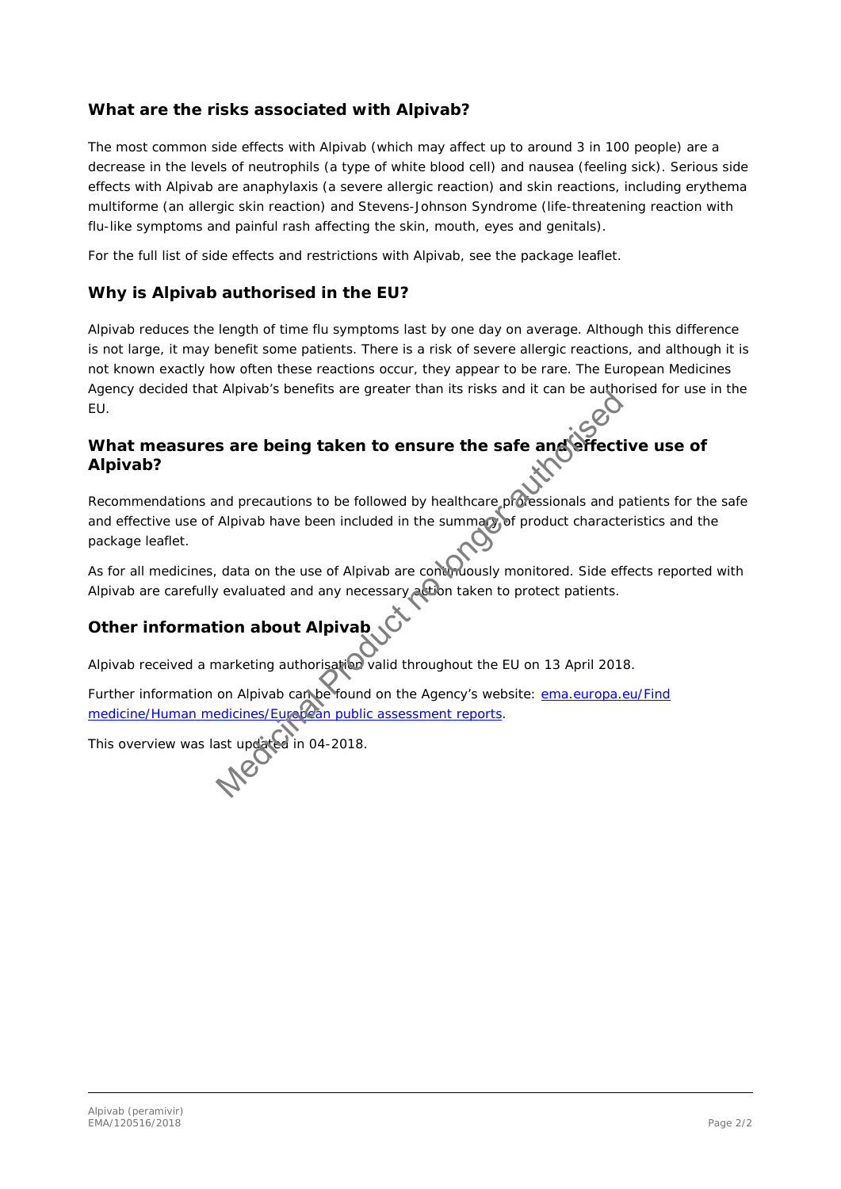## What are the risks associated with Alpivab?

The most common side effects with Alpivab (which may affect up to around 3 in 100 people) are a decrease in the levels of neutrophils (a type of white blood cell) and nausea (feeling sick). Serious side effects with Alpivab are anaphylaxis (a severe allergic reaction) and skin reactions, including erythema multiforme (an allergic skin reaction) and Stevens-Johnson Syndrome (life-threatening reaction with flu-like symptoms and painful rash affecting the skin, mouth, eyes and genitals).

For the full list of side effects and restrictions with Alpivab, see the package leaflet.

## Why is Alpivab authorised in the EU?

Alpivab reduces the length of time flu symptoms last by one day on average. Although this difference is not large, it may benefit some patients. There is a risk of severe allergic reactions, and although it is not known exactly how often these reactions occur, they appear to be rare. The European Medicines Agency decided that Alpivab's benefits are greater than its risks and it can be authorised for use in the EU.

## What measures are being taken to ensure the safe and effective use of Alpivab?

Recommendations and precautions to be followed by healthcare professionals and patients for the safe and effective use of Alpivab have been included in the summary of product characteristics and the package leaflet.

As for all medicines, data on the use of Alpivab are continuously monitored. Side effects reported with Alpivab are carefully evaluated and any necessary action taken to protect patients.

## Other information about Alpivab

Alpivab received a marketing authorisation valid throughout the EU on 13 April 2018.

Further information on Alpivab can be found on the Agency's website: ema.europa.eu/Find medicine/Human medicines/European public assessment reports.

This overview was last updated in 04-2018.